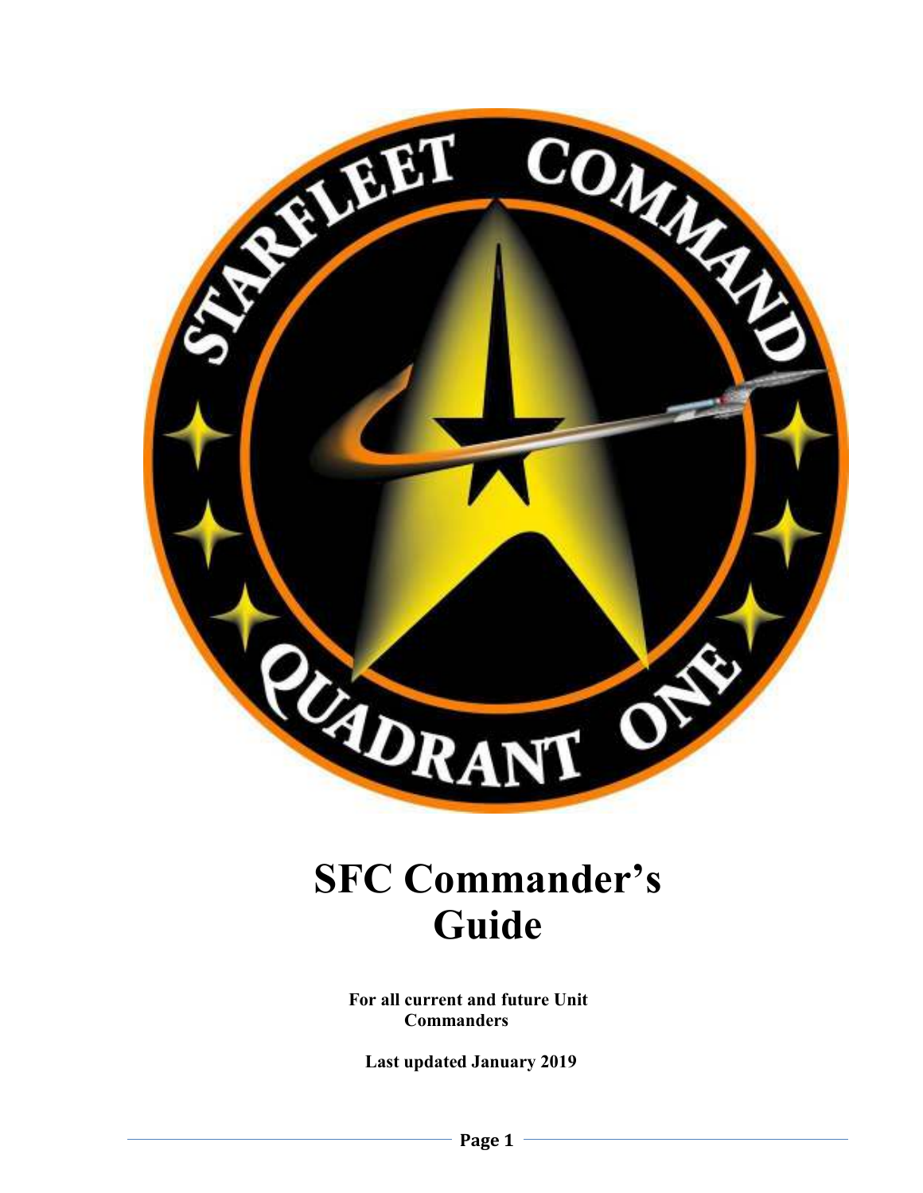# SFC Commander's Guide

**For all current and future Unit Commanders**

**Last updated January 2019**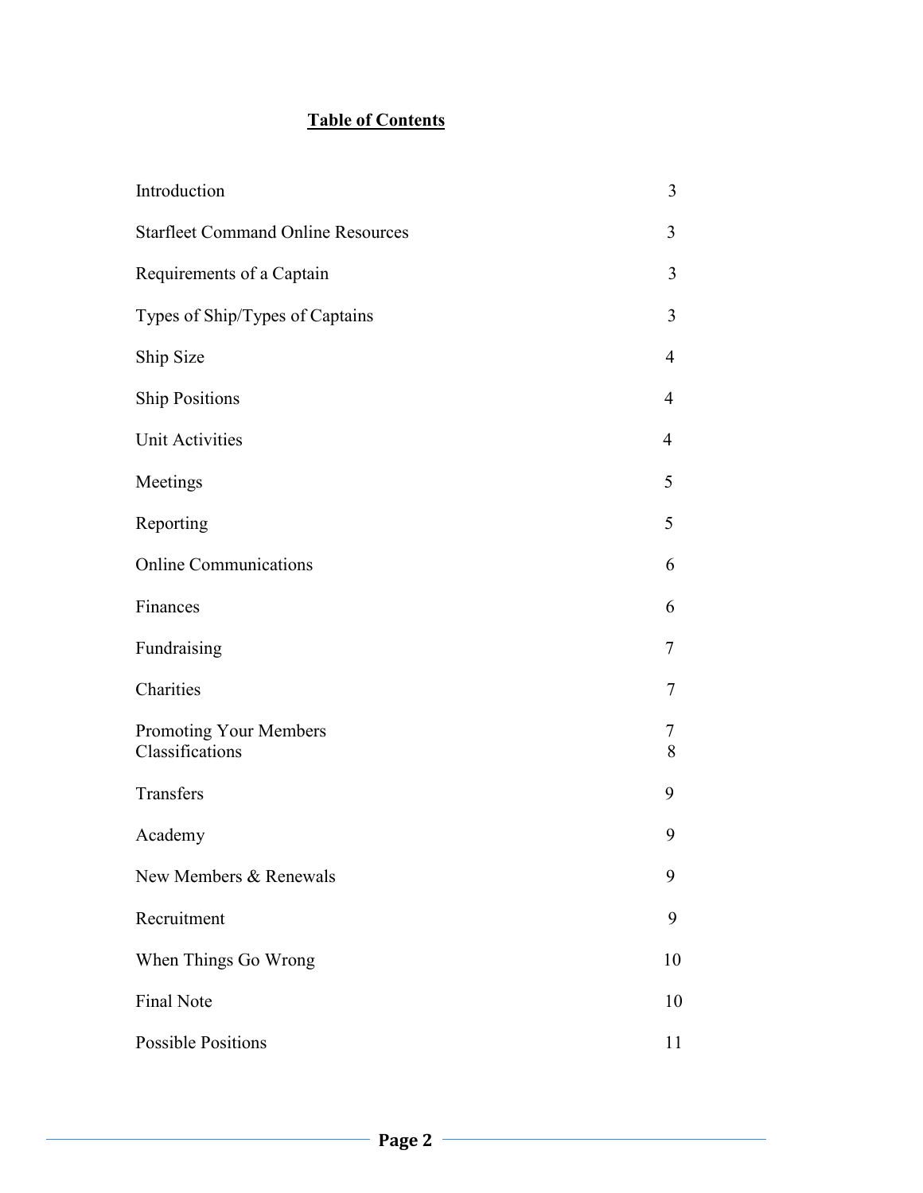**Table of Contents**

| | |
|---|---|
| Introduction | 3 |
| Starfleet Command Online Resources | 3 |
| Requirements of a Captain | 3 |
| Types of Ship/Types of Captains | 3 |
| Ship Size | 4 |
| Ship Positions | 4 |
| Unit Activities | 4 |
| Meetings | 5 |
| Reporting | 5 |
| Online Communications | 6 |
| Finances | 6 |
| Fundraising | 7 |
| Charities | 7 |
| Promoting Your Members | 7 |
| Classifications | 8 |
| Transfers | 9 |
| Academy | 9 |
| New Members & Renewals | 9 |
| Recruitment | 9 |
| When Things Go Wrong | 10 |
| Final Note | 10 |
| Possible Positions | 11 |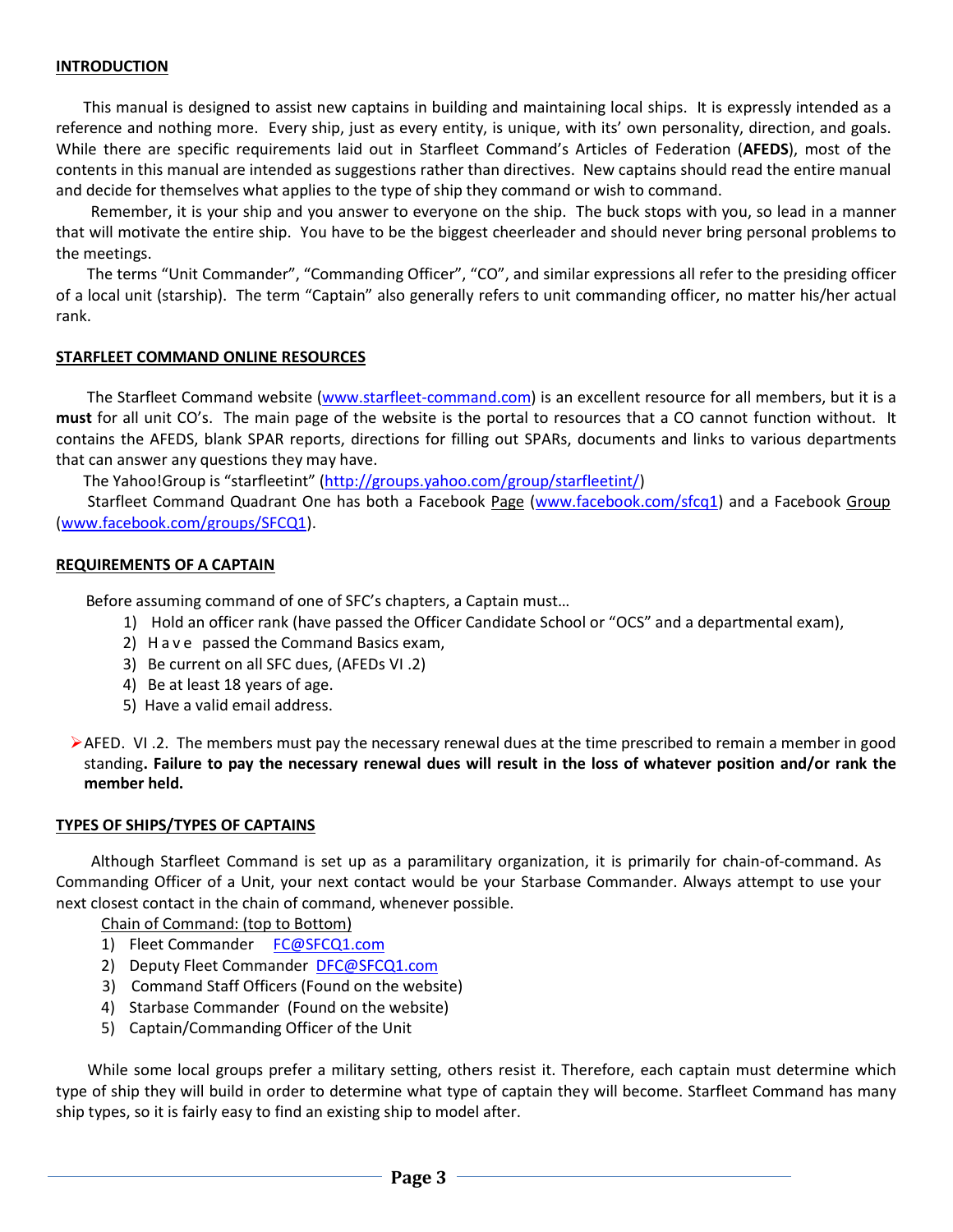## INTRODUCTION

This manual is designed to assist new captains in building and maintaining local ships. It is expressly intended as a reference and nothing more. Every ship, just as every entity, is unique, with its' own personality, direction, and goals. While there are specific requirements laid out in Starfleet Command's Articles of Federation (**AFEDS**), most of the contents in this manual are intended as suggestions rather than directives. New captains should read the entire manual and decide for themselves what applies to the type of ship they command or wish to command.

Remember, it is your ship and you answer to everyone on the ship. The buck stops with you, so lead in a manner that will motivate the entire ship. You have to be the biggest cheerleader and should never bring personal problems to the meetings.

The terms "Unit Commander", "Commanding Officer", "CO", and similar expressions all refer to the presiding officer of a local unit (starship). The term "Captain" also generally refers to unit commanding officer, no matter his/her actual rank.

## STARFLEET COMMAND ONLINE RESOURCES

The Starfleet Command website (www.starfleet-command.com) is an excellent resource for all members, but it is a **must** for all unit CO's. The main page of the website is the portal to resources that a CO cannot function without. It contains the AFEDS, blank SPAR reports, directions for filling out SPARs, documents and links to various departments that can answer any questions they may have.

The Yahoo!Group is "starfleetint" (http://groups.yahoo.com/group/starfleetint/)

Starfleet Command Quadrant One has both a Facebook Page (www.facebook.com/sfcq1) and a Facebook Group (www.facebook.com/groups/SFCQ1).

## REQUIREMENTS OF A CAPTAIN

Before assuming command of one of SFC's chapters, a Captain must…

1) Hold an officer rank (have passed the Officer Candidate School or "OCS" and a departmental exam),
2) Have passed the Command Basics exam,
3) Be current on all SFC dues, (AFEDs VI .2)
4) Be at least 18 years of age.
5) Have a valid email address.

- AFED. VI .2. The members must pay the necessary renewal dues at the time prescribed to remain a member in good standing**. Failure to pay the necessary renewal dues will result in the loss of whatever position and/or rank the member held.**

## TYPES OF SHIPS/TYPES OF CAPTAINS

Although Starfleet Command is set up as a paramilitary organization, it is primarily for chain-of-command. As Commanding Officer of a Unit, your next contact would be your Starbase Commander. Always attempt to use your next closest contact in the chain of command, whenever possible.

Chain of Command: (top to Bottom)

1) Fleet Commander FC@SFCQ1.com
2) Deputy Fleet Commander DFC@SFCQ1.com
3) Command Staff Officers (Found on the website)
4) Starbase Commander (Found on the website)
5) Captain/Commanding Officer of the Unit

While some local groups prefer a military setting, others resist it. Therefore, each captain must determine which type of ship they will build in order to determine what type of captain they will become. Starfleet Command has many ship types, so it is fairly easy to find an existing ship to model after.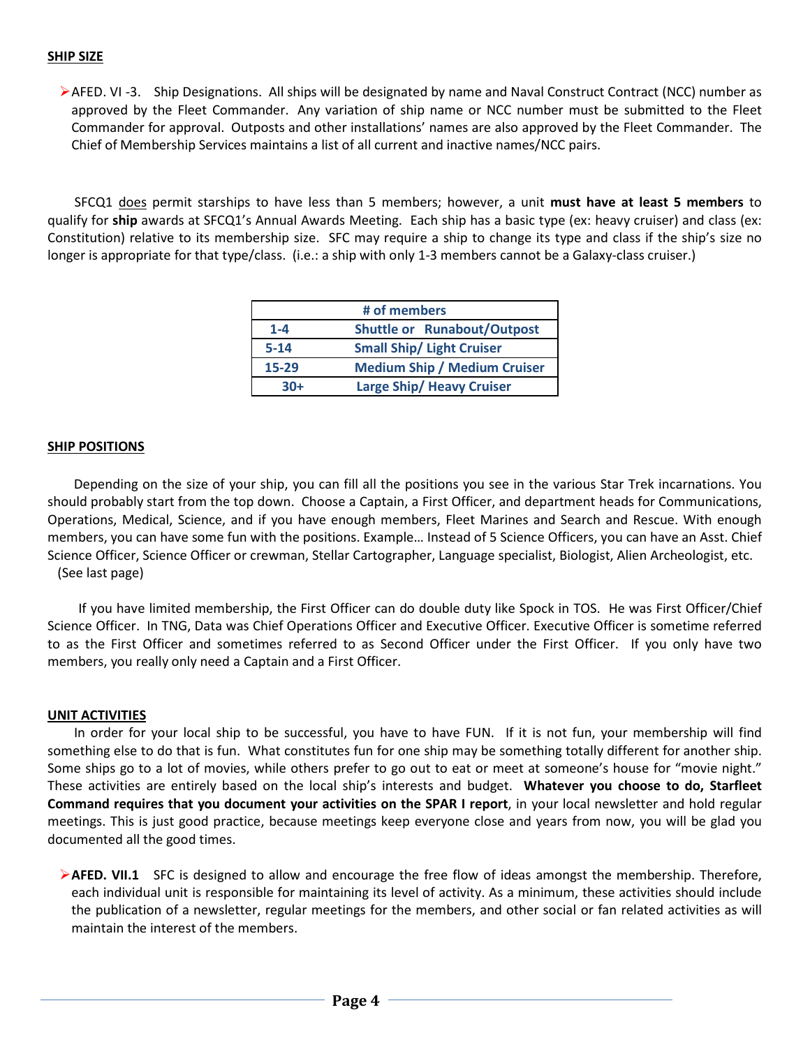## SHIP SIZE

- AFED. VI -3. Ship Designations. All ships will be designated by name and Naval Construct Contract (NCC) number as approved by the Fleet Commander. Any variation of ship name or NCC number must be submitted to the Fleet Commander for approval. Outposts and other installations' names are also approved by the Fleet Commander. The Chief of Membership Services maintains a list of all current and inactive names/NCC pairs.

SFCQ1 does permit starships to have less than 5 members; however, a unit **must have at least 5 members** to qualify for **ship** awards at SFCQ1's Annual Awards Meeting. Each ship has a basic type (ex: heavy cruiser) and class (ex: Constitution) relative to its membership size. SFC may require a ship to change its type and class if the ship's size no longer is appropriate for that type/class. (i.e.: a ship with only 1-3 members cannot be a Galaxy-class cruiser.)

| # of members | |
|---|---|
| 1-4 | Shuttle or Runabout/Outpost |
| 5-14 | Small Ship/ Light Cruiser |
| 15-29 | Medium Ship / Medium Cruiser |
| 30+ | Large Ship/ Heavy Cruiser |

## SHIP POSITIONS

Depending on the size of your ship, you can fill all the positions you see in the various Star Trek incarnations. You should probably start from the top down. Choose a Captain, a First Officer, and department heads for Communications, Operations, Medical, Science, and if you have enough members, Fleet Marines and Search and Rescue. With enough members, you can have some fun with the positions. Example… Instead of 5 Science Officers, you can have an Asst. Chief Science Officer, Science Officer or crewman, Stellar Cartographer, Language specialist, Biologist, Alien Archeologist, etc. (See last page)

If you have limited membership, the First Officer can do double duty like Spock in TOS. He was First Officer/Chief Science Officer. In TNG, Data was Chief Operations Officer and Executive Officer. Executive Officer is sometime referred to as the First Officer and sometimes referred to as Second Officer under the First Officer. If you only have two members, you really only need a Captain and a First Officer.

## UNIT ACTIVITIES

In order for your local ship to be successful, you have to have FUN. If it is not fun, your membership will find something else to do that is fun. What constitutes fun for one ship may be something totally different for another ship. Some ships go to a lot of movies, while others prefer to go out to eat or meet at someone's house for "movie night." These activities are entirely based on the local ship's interests and budget. **Whatever you choose to do, Starfleet Command requires that you document your activities on the SPAR I report**, in your local newsletter and hold regular meetings. This is just good practice, because meetings keep everyone close and years from now, you will be glad you documented all the good times.

- **AFED. VII.1** SFC is designed to allow and encourage the free flow of ideas amongst the membership. Therefore, each individual unit is responsible for maintaining its level of activity. As a minimum, these activities should include the publication of a newsletter, regular meetings for the members, and other social or fan related activities as will maintain the interest of the members.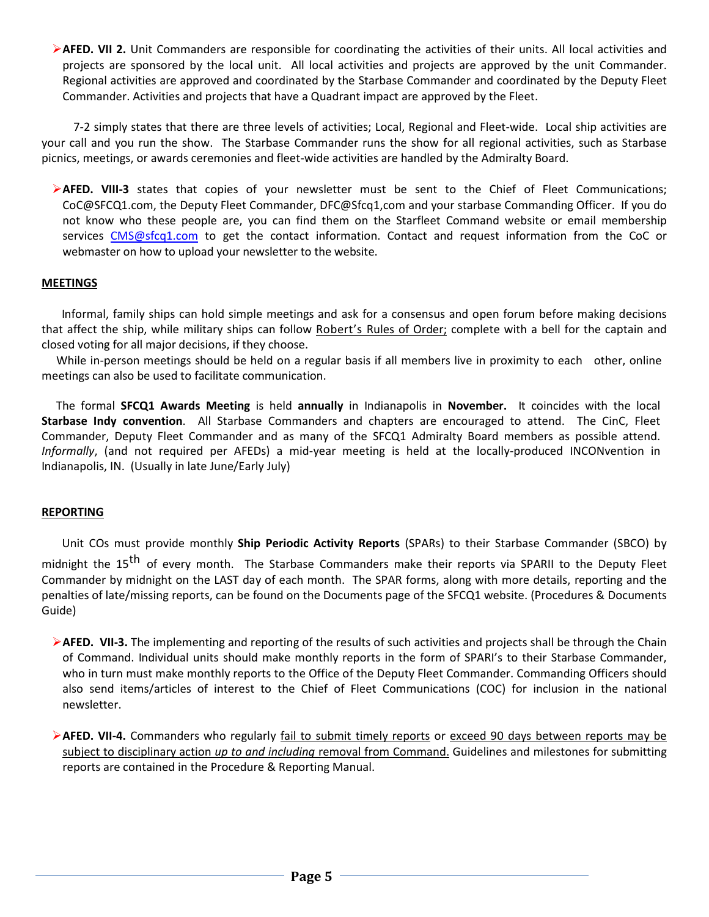- **AFED. VII 2.** Unit Commanders are responsible for coordinating the activities of their units. All local activities and projects are sponsored by the local unit. All local activities and projects are approved by the unit Commander. Regional activities are approved and coordinated by the Starbase Commander and coordinated by the Deputy Fleet Commander. Activities and projects that have a Quadrant impact are approved by the Fleet.

7-2 simply states that there are three levels of activities; Local, Regional and Fleet-wide. Local ship activities are your call and you run the show. The Starbase Commander runs the show for all regional activities, such as Starbase picnics, meetings, or awards ceremonies and fleet-wide activities are handled by the Admiralty Board.

- **AFED. VIII-3** states that copies of your newsletter must be sent to the Chief of Fleet Communications; CoC@SFCQ1.com, the Deputy Fleet Commander, DFC@Sfcq1,com and your starbase Commanding Officer. If you do not know who these people are, you can find them on the Starfleet Command website or email membership services CMS@sfcq1.com to get the contact information. Contact and request information from the CoC or webmaster on how to upload your newsletter to the website.

## MEETINGS

Informal, family ships can hold simple meetings and ask for a consensus and open forum before making decisions that affect the ship, while military ships can follow Robert's Rules of Order; complete with a bell for the captain and closed voting for all major decisions, if they choose.

While in-person meetings should be held on a regular basis if all members live in proximity to each other, online meetings can also be used to facilitate communication.

The formal **SFCQ1 Awards Meeting** is held **annually** in Indianapolis in **November.** It coincides with the local **Starbase Indy convention**. All Starbase Commanders and chapters are encouraged to attend. The CinC, Fleet Commander, Deputy Fleet Commander and as many of the SFCQ1 Admiralty Board members as possible attend. *Informally*, (and not required per AFEDs) a mid-year meeting is held at the locally-produced INCONvention in Indianapolis, IN. (Usually in late June/Early July)

## REPORTING

Unit COs must provide monthly **Ship Periodic Activity Reports** (SPARs) to their Starbase Commander (SBCO) by midnight the 15th of every month. The Starbase Commanders make their reports via SPARII to the Deputy Fleet Commander by midnight on the LAST day of each month. The SPAR forms, along with more details, reporting and the penalties of late/missing reports, can be found on the Documents page of the SFCQ1 website. (Procedures & Documents Guide)

- **AFED. VII-3.** The implementing and reporting of the results of such activities and projects shall be through the Chain of Command. Individual units should make monthly reports in the form of SPARI's to their Starbase Commander, who in turn must make monthly reports to the Office of the Deputy Fleet Commander. Commanding Officers should also send items/articles of interest to the Chief of Fleet Communications (COC) for inclusion in the national newsletter.

- **AFED. VII-4.** Commanders who regularly fail to submit timely reports or exceed 90 days between reports may be subject to disciplinary action *up to and including* removal from Command. Guidelines and milestones for submitting reports are contained in the Procedure & Reporting Manual.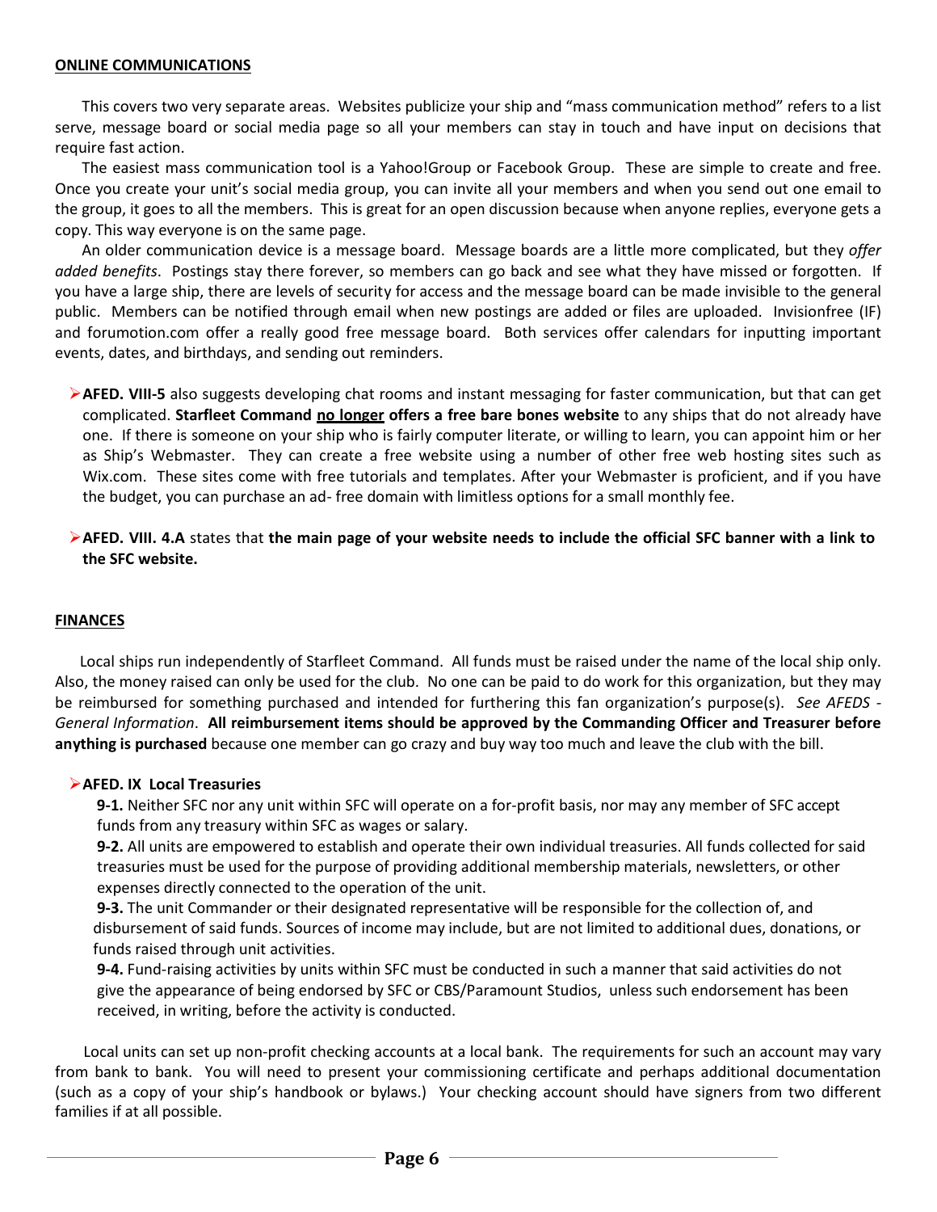## ONLINE COMMUNICATIONS

This covers two very separate areas. Websites publicize your ship and "mass communication method" refers to a list serve, message board or social media page so all your members can stay in touch and have input on decisions that require fast action.

The easiest mass communication tool is a Yahoo!Group or Facebook Group. These are simple to create and free. Once you create your unit's social media group, you can invite all your members and when you send out one email to the group, it goes to all the members. This is great for an open discussion because when anyone replies, everyone gets a copy. This way everyone is on the same page.

An older communication device is a message board. Message boards are a little more complicated, but they *offer added benefits*. Postings stay there forever, so members can go back and see what they have missed or forgotten. If you have a large ship, there are levels of security for access and the message board can be made invisible to the general public. Members can be notified through email when new postings are added or files are uploaded. Invisionfree (IF) and forumotion.com offer a really good free message board. Both services offer calendars for inputting important events, dates, and birthdays, and sending out reminders.

- **AFED. VIII-5** also suggests developing chat rooms and instant messaging for faster communication, but that can get complicated. **Starfleet Command <u>no longer</u> offers a free bare bones website** to any ships that do not already have one. If there is someone on your ship who is fairly computer literate, or willing to learn, you can appoint him or her as Ship's Webmaster. They can create a free website using a number of other free web hosting sites such as Wix.com. These sites come with free tutorials and templates. After your Webmaster is proficient, and if you have the budget, you can purchase an ad- free domain with limitless options for a small monthly fee.

- **AFED. VIII. 4.A** states that **the main page of your website needs to include the official SFC banner with a link to the SFC website.**

## FINANCES

Local ships run independently of Starfleet Command. All funds must be raised under the name of the local ship only. Also, the money raised can only be used for the club. No one can be paid to do work for this organization, but they may be reimbursed for something purchased and intended for furthering this fan organization's purpose(s). *See AFEDS - General Information*. **All reimbursement items should be approved by the Commanding Officer and Treasurer before anything is purchased** because one member can go crazy and buy way too much and leave the club with the bill.

- **AFED. IX Local Treasuries**

  **9-1.** Neither SFC nor any unit within SFC will operate on a for-profit basis, nor may any member of SFC accept funds from any treasury within SFC as wages or salary.

  **9-2.** All units are empowered to establish and operate their own individual treasuries. All funds collected for said treasuries must be used for the purpose of providing additional membership materials, newsletters, or other expenses directly connected to the operation of the unit.

  **9-3.** The unit Commander or their designated representative will be responsible for the collection of, and disbursement of said funds. Sources of income may include, but are not limited to additional dues, donations, or funds raised through unit activities.

  **9-4.** Fund-raising activities by units within SFC must be conducted in such a manner that said activities do not give the appearance of being endorsed by SFC or CBS/Paramount Studios, unless such endorsement has been received, in writing, before the activity is conducted.

Local units can set up non-profit checking accounts at a local bank. The requirements for such an account may vary from bank to bank. You will need to present your commissioning certificate and perhaps additional documentation (such as a copy of your ship's handbook or bylaws.) Your checking account should have signers from two different families if at all possible.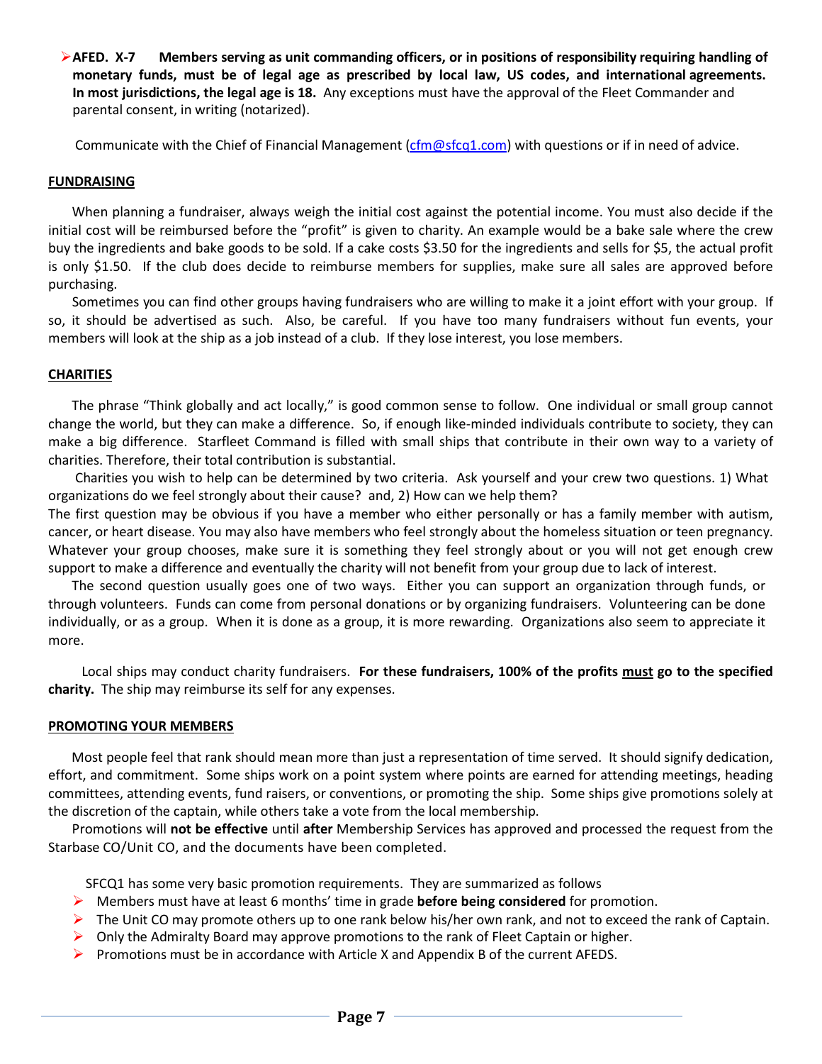- **AFED. X-7 Members serving as unit commanding officers, or in positions of responsibility requiring handling of monetary funds, must be of legal age as prescribed by local law, US codes, and international agreements. In most jurisdictions, the legal age is 18.** Any exceptions must have the approval of the Fleet Commander and parental consent, in writing (notarized).

Communicate with the Chief of Financial Management (cfm@sfcq1.com) with questions or if in need of advice.

## FUNDRAISING

When planning a fundraiser, always weigh the initial cost against the potential income. You must also decide if the initial cost will be reimbursed before the "profit" is given to charity. An example would be a bake sale where the crew buy the ingredients and bake goods to be sold. If a cake costs $3.50 for the ingredients and sells for $5, the actual profit is only $1.50. If the club does decide to reimburse members for supplies, make sure all sales are approved before purchasing.

Sometimes you can find other groups having fundraisers who are willing to make it a joint effort with your group. If so, it should be advertised as such. Also, be careful. If you have too many fundraisers without fun events, your members will look at the ship as a job instead of a club. If they lose interest, you lose members.

## CHARITIES

The phrase "Think globally and act locally," is good common sense to follow. One individual or small group cannot change the world, but they can make a difference. So, if enough like-minded individuals contribute to society, they can make a big difference. Starfleet Command is filled with small ships that contribute in their own way to a variety of charities. Therefore, their total contribution is substantial.

Charities you wish to help can be determined by two criteria. Ask yourself and your crew two questions. 1) What organizations do we feel strongly about their cause? and, 2) How can we help them?

The first question may be obvious if you have a member who either personally or has a family member with autism, cancer, or heart disease. You may also have members who feel strongly about the homeless situation or teen pregnancy. Whatever your group chooses, make sure it is something they feel strongly about or you will not get enough crew support to make a difference and eventually the charity will not benefit from your group due to lack of interest.

The second question usually goes one of two ways. Either you can support an organization through funds, or through volunteers. Funds can come from personal donations or by organizing fundraisers. Volunteering can be done individually, or as a group. When it is done as a group, it is more rewarding. Organizations also seem to appreciate it more.

Local ships may conduct charity fundraisers. **For these fundraisers, 100% of the profits <u>must</u> go to the specified charity.** The ship may reimburse its self for any expenses.

## PROMOTING YOUR MEMBERS

Most people feel that rank should mean more than just a representation of time served. It should signify dedication, effort, and commitment. Some ships work on a point system where points are earned for attending meetings, heading committees, attending events, fund raisers, or conventions, or promoting the ship. Some ships give promotions solely at the discretion of the captain, while others take a vote from the local membership.

Promotions will **not be effective** until **after** Membership Services has approved and processed the request from the Starbase CO/Unit CO, and the documents have been completed.

SFCQ1 has some very basic promotion requirements. They are summarized as follows

- Members must have at least 6 months' time in grade **before being considered** for promotion.
- The Unit CO may promote others up to one rank below his/her own rank, and not to exceed the rank of Captain.
- Only the Admiralty Board may approve promotions to the rank of Fleet Captain or higher.
- Promotions must be in accordance with Article X and Appendix B of the current AFEDS.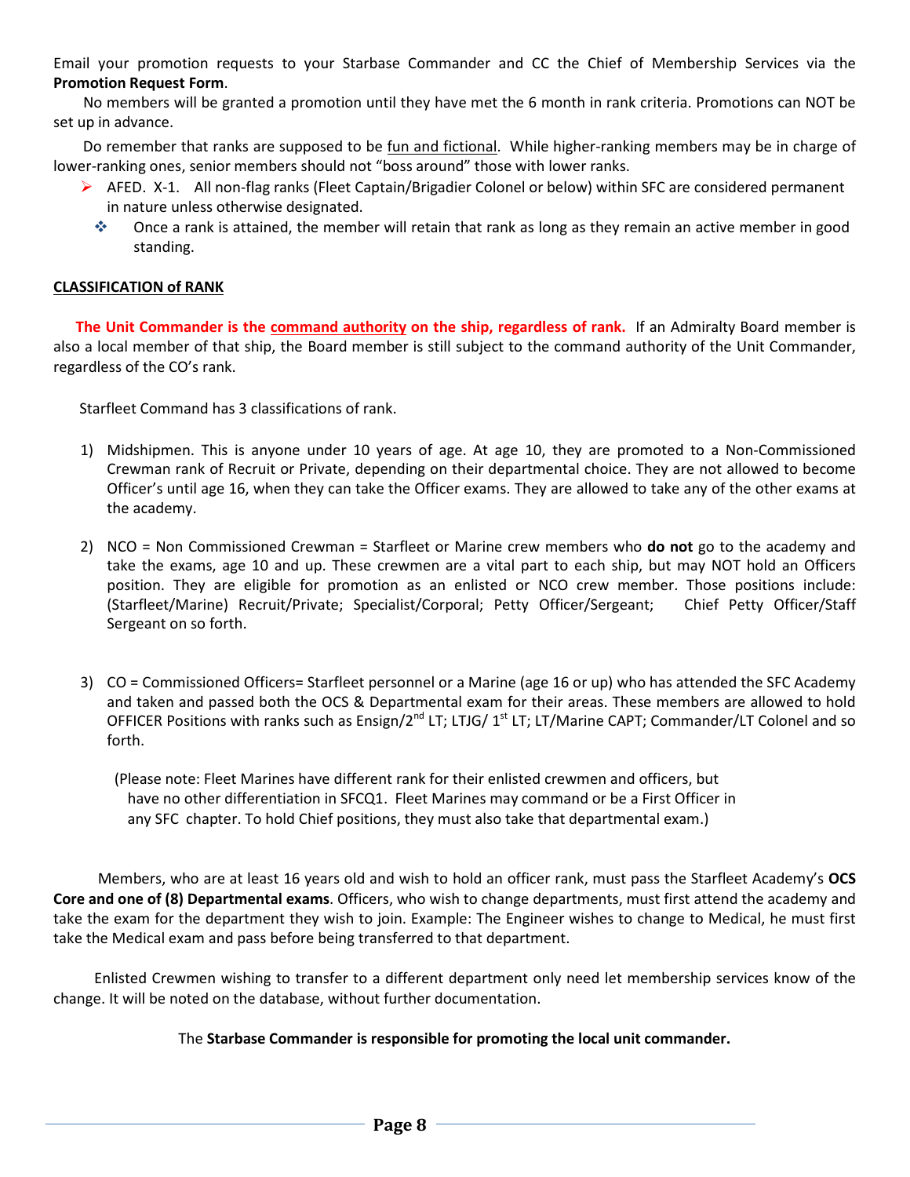Email your promotion requests to your Starbase Commander and CC the Chief of Membership Services via the **Promotion Request Form**.

No members will be granted a promotion until they have met the 6 month in rank criteria. Promotions can NOT be set up in advance.

Do remember that ranks are supposed to be fun and fictional. While higher-ranking members may be in charge of lower-ranking ones, senior members should not "boss around" those with lower ranks.

- AFED. X-1. All non-flag ranks (Fleet Captain/Brigadier Colonel or below) within SFC are considered permanent in nature unless otherwise designated.
  - Once a rank is attained, the member will retain that rank as long as they remain an active member in good standing.

## CLASSIFICATION of RANK

**The Unit Commander is the command authority on the ship, regardless of rank.** If an Admiralty Board member is also a local member of that ship, the Board member is still subject to the command authority of the Unit Commander, regardless of the CO's rank.

Starfleet Command has 3 classifications of rank.

1) Midshipmen. This is anyone under 10 years of age. At age 10, they are promoted to a Non-Commissioned Crewman rank of Recruit or Private, depending on their departmental choice. They are not allowed to become Officer's until age 16, when they can take the Officer exams. They are allowed to take any of the other exams at the academy.

2) NCO = Non Commissioned Crewman = Starfleet or Marine crew members who **do not** go to the academy and take the exams, age 10 and up. These crewmen are a vital part to each ship, but may NOT hold an Officers position. They are eligible for promotion as an enlisted or NCO crew member. Those positions include: (Starfleet/Marine) Recruit/Private; Specialist/Corporal; Petty Officer/Sergeant; Chief Petty Officer/Staff Sergeant on so forth.

3) CO = Commissioned Officers= Starfleet personnel or a Marine (age 16 or up) who has attended the SFC Academy and taken and passed both the OCS & Departmental exam for their areas. These members are allowed to hold OFFICER Positions with ranks such as Ensign/2nd LT; LTJG/ 1st LT; LT/Marine CAPT; Commander/LT Colonel and so forth.

   (Please note: Fleet Marines have different rank for their enlisted crewmen and officers, but have no other differentiation in SFCQ1. Fleet Marines may command or be a First Officer in any SFC chapter. To hold Chief positions, they must also take that departmental exam.)

Members, who are at least 16 years old and wish to hold an officer rank, must pass the Starfleet Academy's **OCS Core and one of (8) Departmental exams**. Officers, who wish to change departments, must first attend the academy and take the exam for the department they wish to join. Example: The Engineer wishes to change to Medical, he must first take the Medical exam and pass before being transferred to that department.

Enlisted Crewmen wishing to transfer to a different department only need let membership services know of the change. It will be noted on the database, without further documentation.

The **Starbase Commander is responsible for promoting the local unit commander.**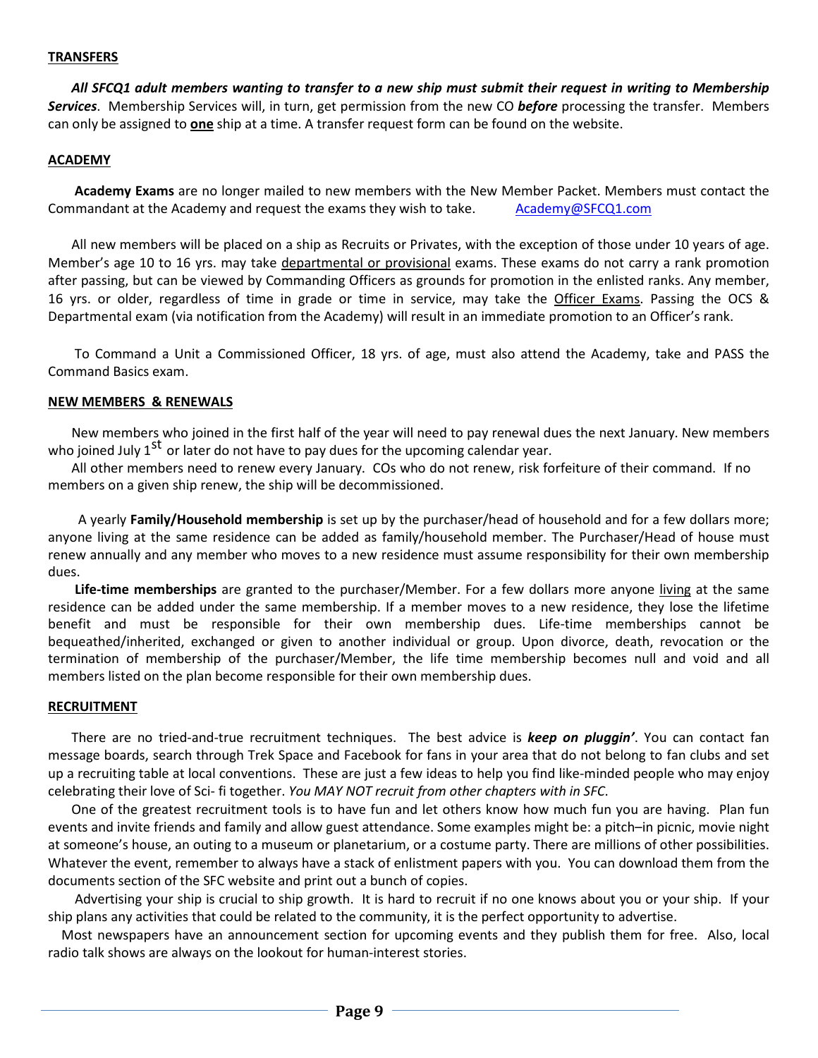## TRANSFERS

***All SFCQ1 adult members wanting to transfer to a new ship must submit their request in writing to Membership Services***. Membership Services will, in turn, get permission from the new CO ***before*** processing the transfer. Members can only be assigned to **one** ship at a time. A transfer request form can be found on the website.

## ACADEMY

**Academy Exams** are no longer mailed to new members with the New Member Packet. Members must contact the Commandant at the Academy and request the exams they wish to take. Academy@SFCQ1.com

All new members will be placed on a ship as Recruits or Privates, with the exception of those under 10 years of age. Member's age 10 to 16 yrs. may take departmental or provisional exams. These exams do not carry a rank promotion after passing, but can be viewed by Commanding Officers as grounds for promotion in the enlisted ranks. Any member, 16 yrs. or older, regardless of time in grade or time in service, may take the Officer Exams. Passing the OCS & Departmental exam (via notification from the Academy) will result in an immediate promotion to an Officer's rank.

To Command a Unit a Commissioned Officer, 18 yrs. of age, must also attend the Academy, take and PASS the Command Basics exam.

## NEW MEMBERS & RENEWALS

New members who joined in the first half of the year will need to pay renewal dues the next January. New members who joined July 1st or later do not have to pay dues for the upcoming calendar year.

All other members need to renew every January. COs who do not renew, risk forfeiture of their command. If no members on a given ship renew, the ship will be decommissioned.

A yearly **Family/Household membership** is set up by the purchaser/head of household and for a few dollars more; anyone living at the same residence can be added as family/household member. The Purchaser/Head of house must renew annually and any member who moves to a new residence must assume responsibility for their own membership dues.

**Life-time memberships** are granted to the purchaser/Member. For a few dollars more anyone living at the same residence can be added under the same membership. If a member moves to a new residence, they lose the lifetime benefit and must be responsible for their own membership dues. Life-time memberships cannot be bequeathed/inherited, exchanged or given to another individual or group. Upon divorce, death, revocation or the termination of membership of the purchaser/Member, the life time membership becomes null and void and all members listed on the plan become responsible for their own membership dues.

## RECRUITMENT

There are no tried-and-true recruitment techniques. The best advice is ***keep on pluggin'***. You can contact fan message boards, search through Trek Space and Facebook for fans in your area that do not belong to fan clubs and set up a recruiting table at local conventions. These are just a few ideas to help you find like-minded people who may enjoy celebrating their love of Sci- fi together. *You MAY NOT recruit from other chapters with in SFC*.

One of the greatest recruitment tools is to have fun and let others know how much fun you are having. Plan fun events and invite friends and family and allow guest attendance. Some examples might be: a pitch–in picnic, movie night at someone's house, an outing to a museum or planetarium, or a costume party. There are millions of other possibilities. Whatever the event, remember to always have a stack of enlistment papers with you. You can download them from the documents section of the SFC website and print out a bunch of copies.

Advertising your ship is crucial to ship growth. It is hard to recruit if no one knows about you or your ship. If your ship plans any activities that could be related to the community, it is the perfect opportunity to advertise.

Most newspapers have an announcement section for upcoming events and they publish them for free. Also, local radio talk shows are always on the lookout for human-interest stories.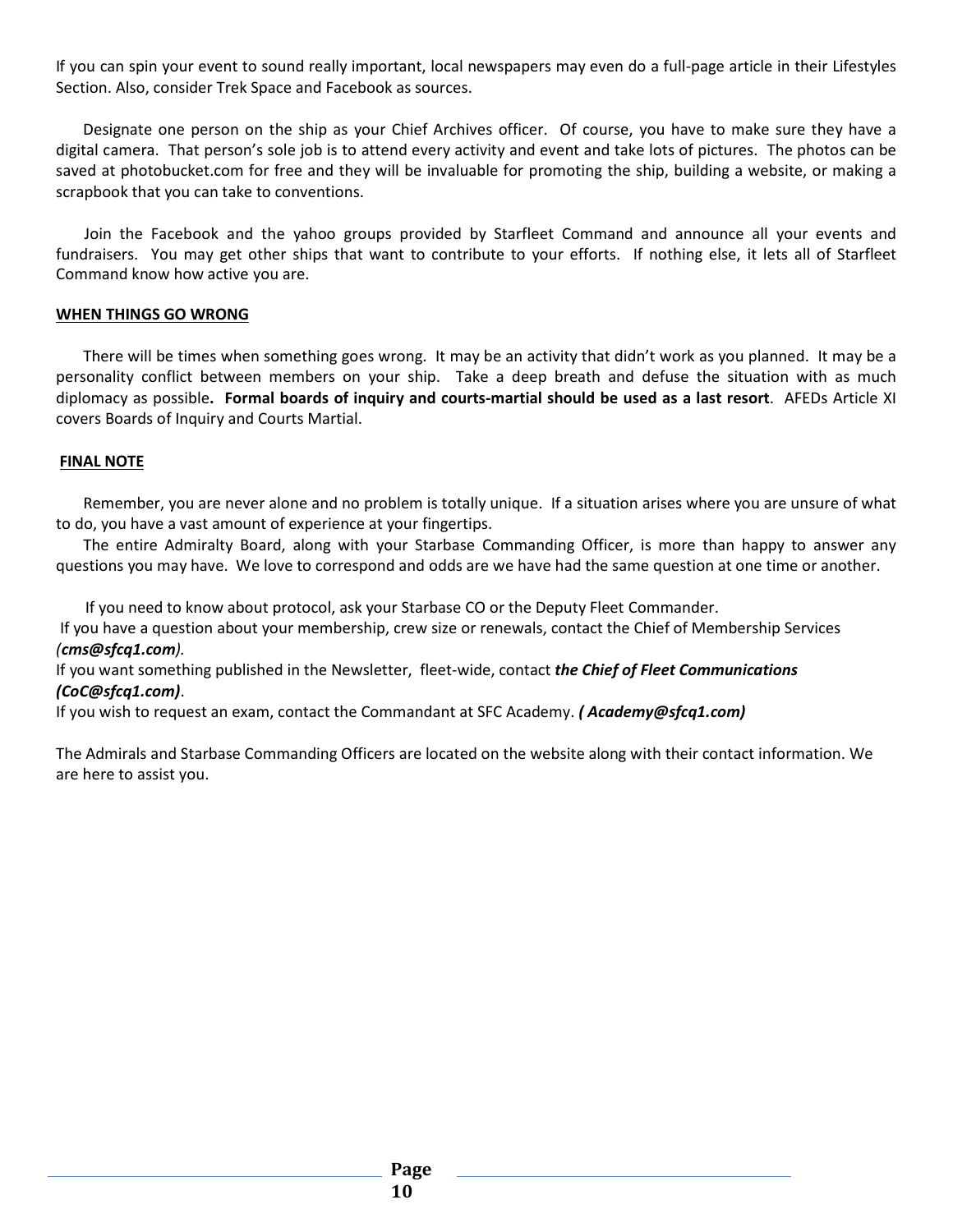If you can spin your event to sound really important, local newspapers may even do a full-page article in their Lifestyles Section. Also, consider Trek Space and Facebook as sources.

Designate one person on the ship as your Chief Archives officer. Of course, you have to make sure they have a digital camera. That person's sole job is to attend every activity and event and take lots of pictures. The photos can be saved at photobucket.com for free and they will be invaluable for promoting the ship, building a website, or making a scrapbook that you can take to conventions.

Join the Facebook and the yahoo groups provided by Starfleet Command and announce all your events and fundraisers. You may get other ships that want to contribute to your efforts. If nothing else, it lets all of Starfleet Command know how active you are.

**WHEN THINGS GO WRONG**

There will be times when something goes wrong. It may be an activity that didn't work as you planned. It may be a personality conflict between members on your ship. Take a deep breath and defuse the situation with as much diplomacy as possible**. Formal boards of inquiry and courts-martial should be used as a last resort**. AFEDs Article XI covers Boards of Inquiry and Courts Martial.

**FINAL NOTE**

Remember, you are never alone and no problem is totally unique. If a situation arises where you are unsure of what to do, you have a vast amount of experience at your fingertips.

The entire Admiralty Board, along with your Starbase Commanding Officer, is more than happy to answer any questions you may have. We love to correspond and odds are we have had the same question at one time or another.

If you need to know about protocol, ask your Starbase CO or the Deputy Fleet Commander.
If you have a question about your membership, crew size or renewals, contact the Chief of Membership Services *(**cms@sfcq1.com**).*
If you want something published in the Newsletter, fleet-wide, contact ***the Chief of Fleet Communications (CoC@sfcq1.com)***.
If you wish to request an exam, contact the Commandant at SFC Academy. ***( Academy@sfcq1.com)***

The Admirals and Starbase Commanding Officers are located on the website along with their contact information. We are here to assist you.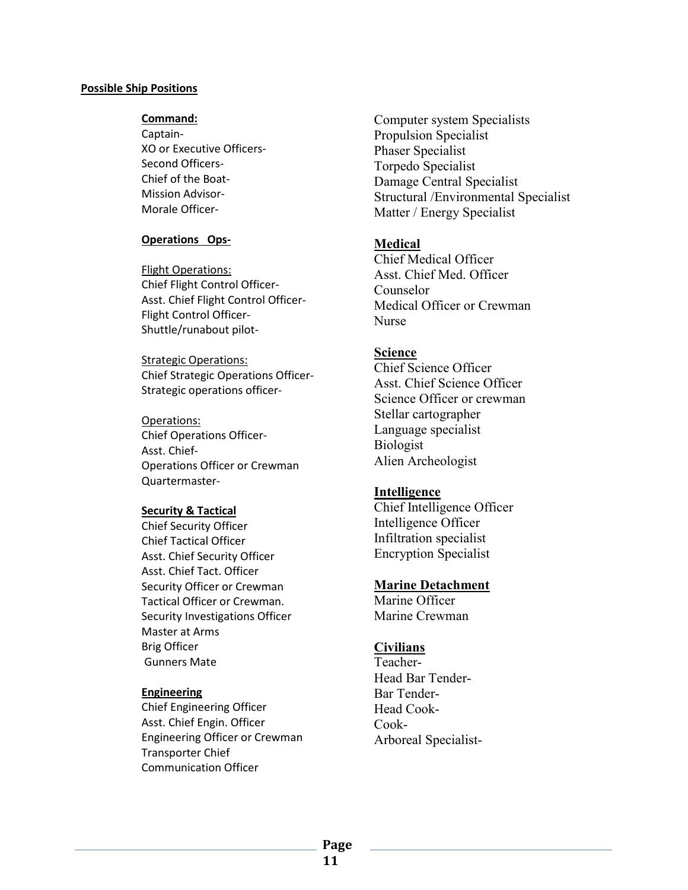**Possible Ship Positions**

**Command:**

Captain-
XO or Executive Officers-
Second Officers-
Chief of the Boat-
Mission Advisor-
Morale Officer-

**Operations Ops-**

Flight Operations:
Chief Flight Control Officer-
Asst. Chief Flight Control Officer-
Flight Control Officer-
Shuttle/runabout pilot-

Strategic Operations:
Chief Strategic Operations Officer-
Strategic operations officer-

Operations:
Chief Operations Officer-
Asst. Chief-
Operations Officer or Crewman
Quartermaster-

**Security & Tactical**

Chief Security Officer
Chief Tactical Officer
Asst. Chief Security Officer
Asst. Chief Tact. Officer
Security Officer or Crewman
Tactical Officer or Crewman.
Security Investigations Officer
Master at Arms
Brig Officer
Gunners Mate

**Engineering**

Chief Engineering Officer
Asst. Chief Engin. Officer
Engineering Officer or Crewman
Transporter Chief
Communication Officer
Computer system Specialists
Propulsion Specialist
Phaser Specialist
Torpedo Specialist
Damage Central Specialist
Structural /Environmental Specialist
Matter / Energy Specialist

**Medical**

Chief Medical Officer
Asst. Chief Med. Officer
Counselor
Medical Officer or Crewman
Nurse

**Science**

Chief Science Officer
Asst. Chief Science Officer
Science Officer or crewman
Stellar cartographer
Language specialist
Biologist
Alien Archeologist

**Intelligence**

Chief Intelligence Officer
Intelligence Officer
Infiltration specialist
Encryption Specialist

**Marine Detachment**

Marine Officer
Marine Crewman

**Civilians**

Teacher-
Head Bar Tender-
Bar Tender-
Head Cook-
Cook-
Arboreal Specialist-